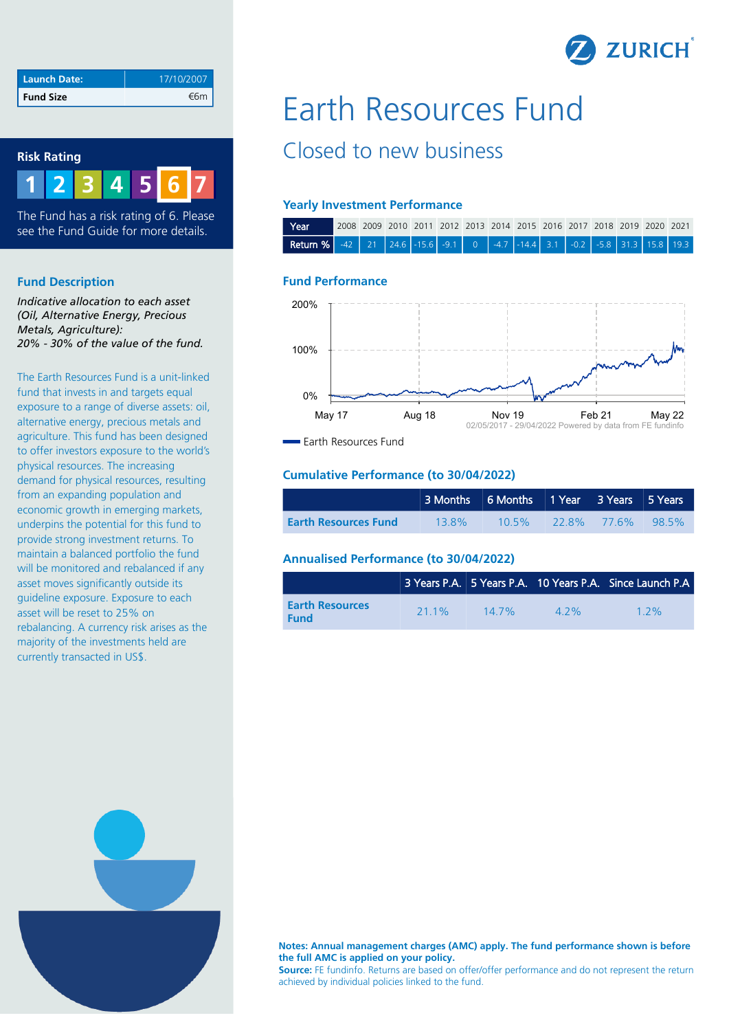ZURICH

| | |
|---|---|
| **Launch Date:** | 17/10/2007 |
| **Fund Size** | €6m |

**Risk Rating**

1 2 3 4 5 6 7

The Fund has a risk rating of 6. Please see the Fund Guide for more details.

## Fund Description

*Indicative allocation to each asset (Oil, Alternative Energy, Precious Metals, Agriculture): 20% - 30% of the value of the fund.*

The Earth Resources Fund is a unit-linked fund that invests in and targets equal exposure to a range of diverse assets: oil, alternative energy, precious metals and agriculture. This fund has been designed to offer investors exposure to the world's physical resources. The increasing demand for physical resources, resulting from an expanding population and economic growth in emerging markets, underpins the potential for this fund to provide strong investment returns. To maintain a balanced portfolio the fund will be monitored and rebalanced if any asset moves significantly outside its guideline exposure. Exposure to each asset will be reset to 25% on rebalancing. A currency risk arises as the majority of the investments held are currently transacted in US$.

# Earth Resources Fund

## Closed to new business

### Yearly Investment Performance

| Year | 2008 | 2009 | 2010 | 2011 | 2012 | 2013 | 2014 | 2015 | 2016 | 2017 | 2018 | 2019 | 2020 | 2021 |
|---|---|---|---|---|---|---|---|---|---|---|---|---|---|---|
| Return % | -42 | 21 | 24.6 | -15.6 | -9.1 | 0 | -4.7 | -14.4 | 3.1 | -0.2 | -5.8 | 31.3 | 15.8 | 19.3 |

### Fund Performance

200%
100%
0%
May 17
Aug 18
Nov 19
Feb 21
May 22
02/05/2017 - 29/04/2022 Powered by data from FE fundinfo

Earth Resources Fund

### Cumulative Performance (to 30/04/2022)

| | 3 Months | 6 Months | 1 Year | 3 Years | 5 Years |
|---|---|---|---|---|---|
| **Earth Resources Fund** | 13.8% | 10.5% | 22.8% | 77.6% | 98.5% |

### Annualised Performance (to 30/04/2022)

| | 3 Years P.A. | 5 Years P.A. | 10 Years P.A. | Since Launch P.A |
|---|---|---|---|---|
| **Earth Resources Fund** | 21.1% | 14.7% | 4.2% | 1.2% |

**Notes: Annual management charges (AMC) apply. The fund performance shown is before the full AMC is applied on your policy.**

**Source:** FE fundinfo. Returns are based on offer/offer performance and do not represent the return achieved by individual policies linked to the fund.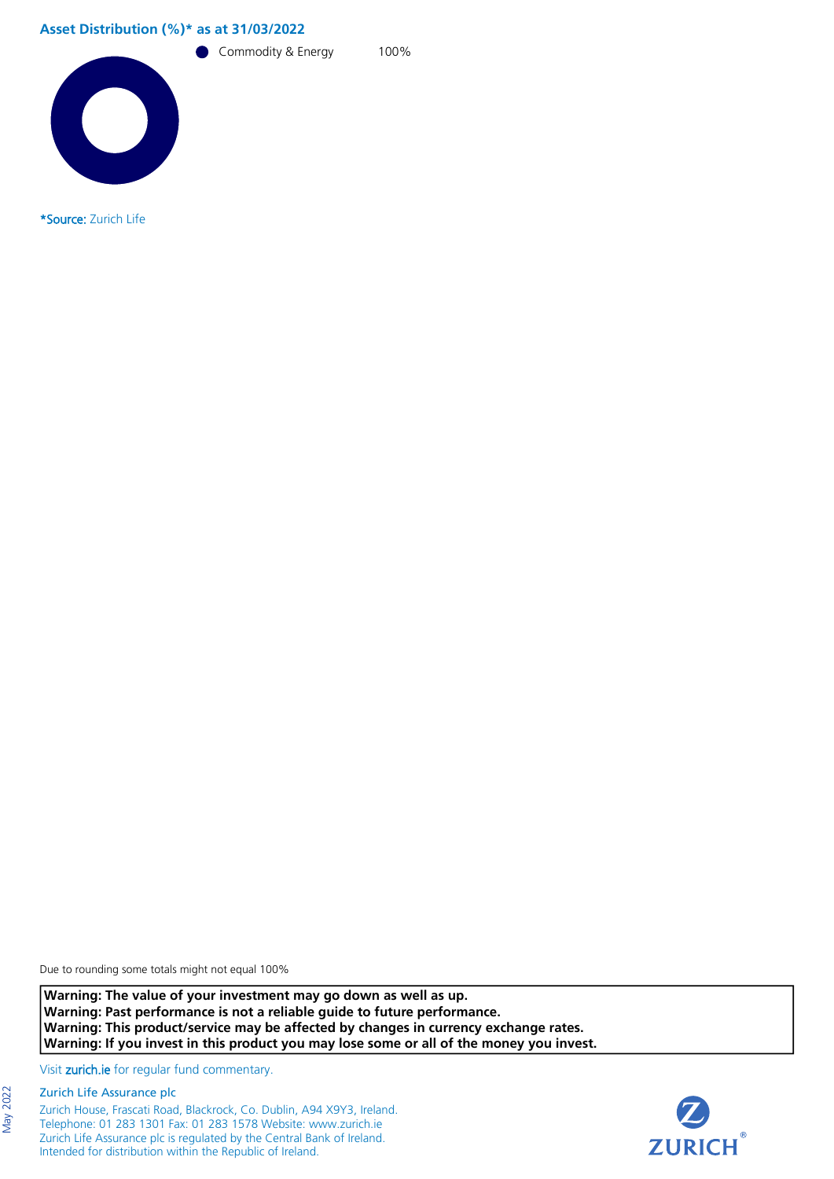## Asset Distribution (%)* as at 31/03/2022

Commodity & Energy 100%

*Source: Zurich Life

Due to rounding some totals might not equal 100%

**Warning: The value of your investment may go down as well as up.**
**Warning: Past performance is not a reliable guide to future performance.**
**Warning: This product/service may be affected by changes in currency exchange rates.**
**Warning: If you invest in this product you may lose some or all of the money you invest.**

Visit zurich.ie for regular fund commentary.

Zurich Life Assurance plc

Zurich House, Frascati Road, Blackrock, Co. Dublin, A94 X9Y3, Ireland.
Telephone: 01 283 1301 Fax: 01 283 1578 Website: www.zurich.ie
Zurich Life Assurance plc is regulated by the Central Bank of Ireland.
Intended for distribution within the Republic of Ireland.

May 2022

ZURICH®